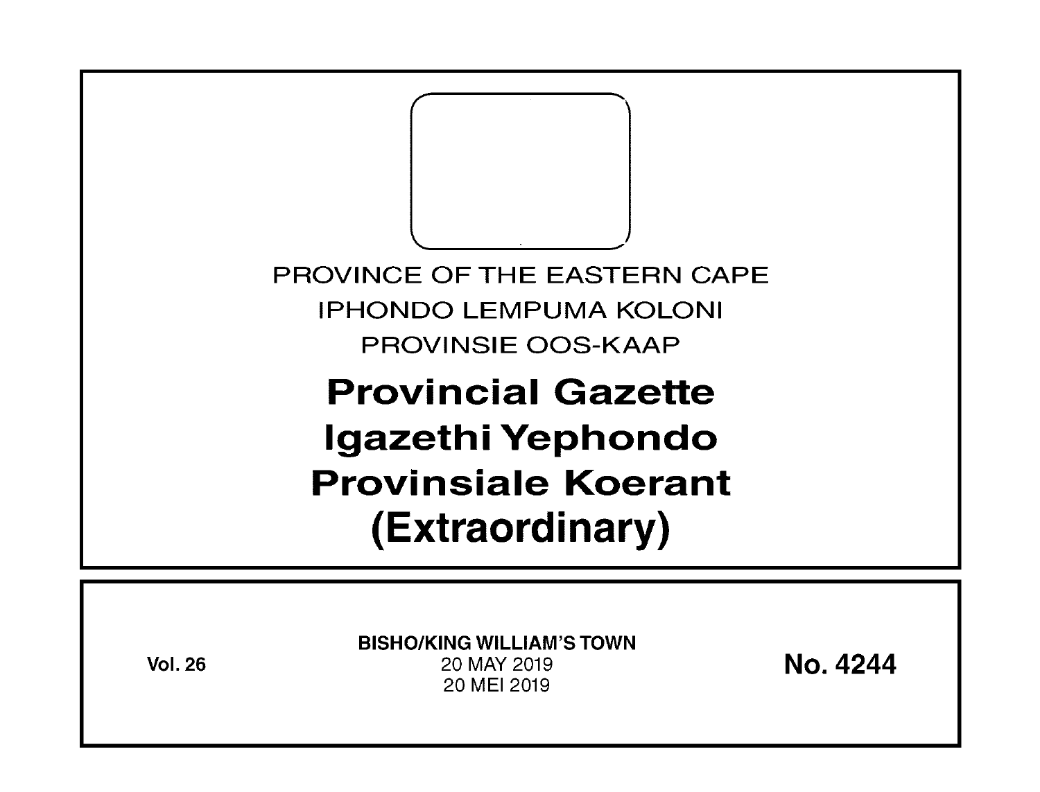PROVINCE OF THE EASTERN CAPE

IPHONDO LEMPUMA KOLONI

PROVINSIE OOS-KAAP

# Provincial Gazette
# Igazethi Yephondo
# Provinsiale Koerant
# (Extraordinary)

**Vol. 26**

**BISHO/KING WILLIAM'S TOWN**

20 MAY 2019

20 MEI 2019

**No. 4244**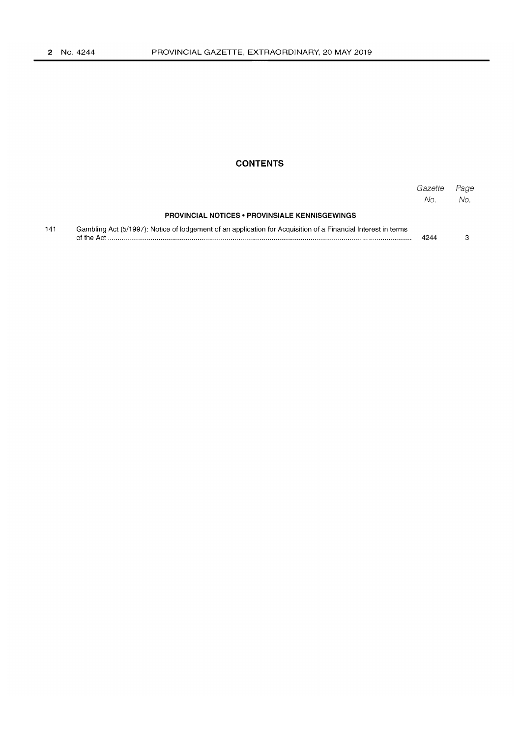## CONTENTS

| | | Gazette No. | Page No. |
|---|---|---|---|
| | **PROVINCIAL NOTICES • PROVINSIALE KENNISGEWINGS** | | |
| 141 | Gambling Act (5/1997): Notice of lodgement of an application for Acquisition of a Financial Interest in terms of the Act | 4244 | 3 |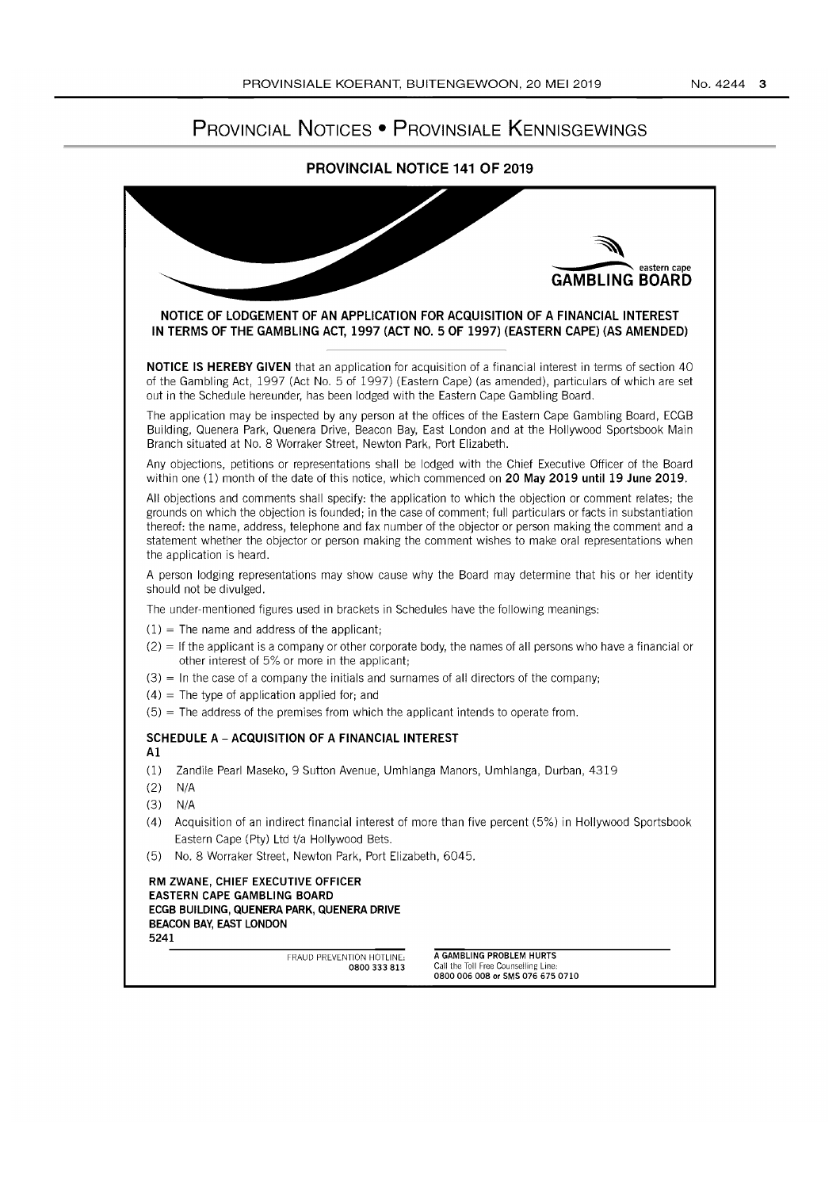# Provincial Notices • Provinsiale Kennisgewings

## PROVINCIAL NOTICE 141 OF 2019

eastern cape
**GAMBLING BOARD**

### NOTICE OF LODGEMENT OF AN APPLICATION FOR ACQUISITION OF A FINANCIAL INTEREST IN TERMS OF THE GAMBLING ACT, 1997 (ACT NO. 5 OF 1997) (EASTERN CAPE) (AS AMENDED)

**NOTICE IS HEREBY GIVEN** that an application for acquisition of a financial interest in terms of section 40 of the Gambling Act, 1997 (Act No. 5 of 1997) (Eastern Cape) (as amended), particulars of which are set out in the Schedule hereunder, has been lodged with the Eastern Cape Gambling Board.

The application may be inspected by any person at the offices of the Eastern Cape Gambling Board, ECGB Building, Quenera Park, Quenera Drive, Beacon Bay, East London and at the Hollywood Sportsbook Main Branch situated at No. 8 Worraker Street, Newton Park, Port Elizabeth.

Any objections, petitions or representations shall be lodged with the Chief Executive Officer of the Board within one (1) month of the date of this notice, which commenced on **20 May 2019 until 19 June 2019**.

All objections and comments shall specify: the application to which the objection or comment relates; the grounds on which the objection is founded; in the case of comment; full particulars or facts in substantiation thereof: the name, address, telephone and fax number of the objector or person making the comment and a statement whether the objector or person making the comment wishes to make oral representations when the application is heard.

A person lodging representations may show cause why the Board may determine that his or her identity should not be divulged.

The under-mentioned figures used in brackets in Schedules have the following meanings:

(1) = The name and address of the applicant;

(2) = If the applicant is a company or other corporate body, the names of all persons who have a financial or other interest of 5% or more in the applicant;

(3) = In the case of a company the initials and surnames of all directors of the company;

(4) = The type of application applied for; and

(5) = The address of the premises from which the applicant intends to operate from.

**SCHEDULE A – ACQUISITION OF A FINANCIAL INTEREST**

**A1**

(1) Zandile Pearl Maseko, 9 Sutton Avenue, Umhlanga Manors, Umhlanga, Durban, 4319

(2) N/A

(3) N/A

(4) Acquisition of an indirect financial interest of more than five percent (5%) in Hollywood Sportsbook Eastern Cape (Pty) Ltd t/a Hollywood Bets.

(5) No. 8 Worraker Street, Newton Park, Port Elizabeth, 6045.

**RM ZWANE, CHIEF EXECUTIVE OFFICER**
**EASTERN CAPE GAMBLING BOARD**
**ECGB BUILDING, QUENERA PARK, QUENERA DRIVE**
**BEACON BAY, EAST LONDON**
**5241**

FRAUD PREVENTION HOTLINE: **0800 333 813**

**A GAMBLING PROBLEM HURTS**
Call the Toll Free Counselling Line:
**0800 006 008 or SMS 076 675 0710**